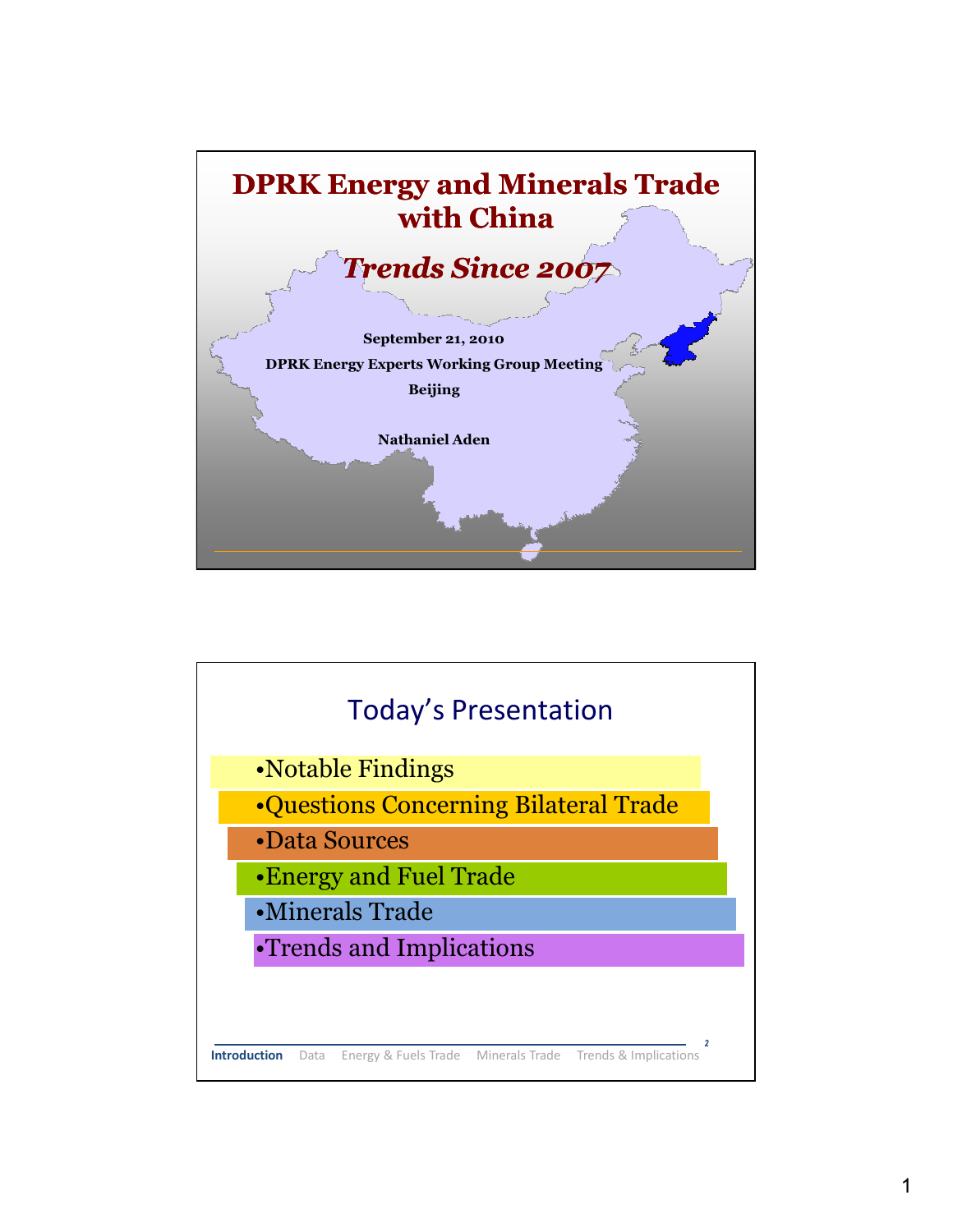# DPRK Energy and Minerals Trade with China

## *Trends Since 2007*

**September 21, 2010**

**DPRK Energy Experts Working Group Meeting**

**Beijing**

**Nathaniel Aden**

## Today's Presentation

- Notable Findings
- Questions Concerning Bilateral Trade
- Data Sources
- Energy and Fuel Trade
- Minerals Trade
- Trends and Implications

**Introduction** Data Energy & Fuels Trade Minerals Trade Trends & Implications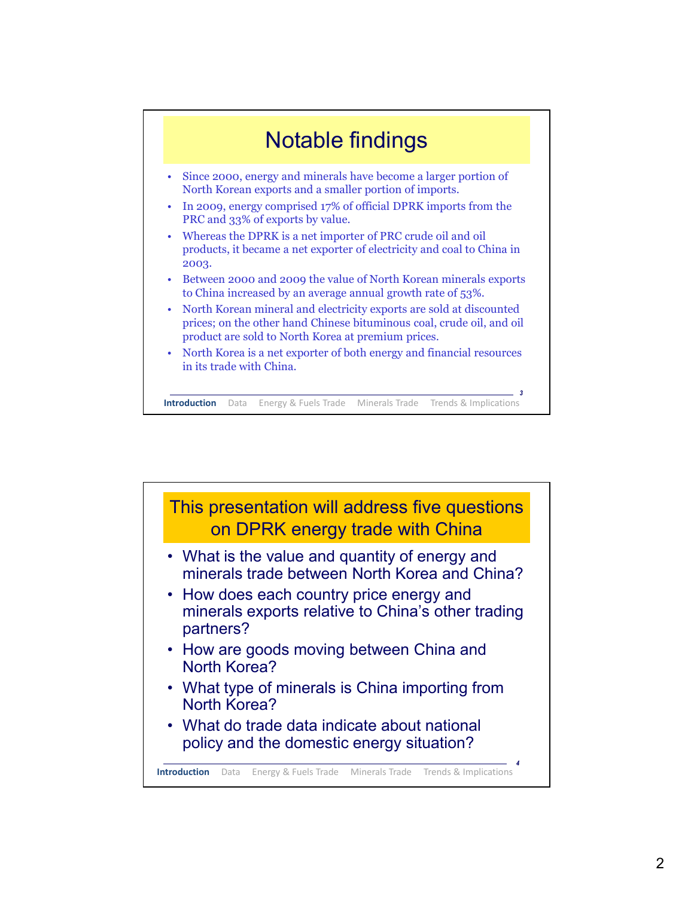# Notable findings

- Since 2000, energy and minerals have become a larger portion of North Korean exports and a smaller portion of imports.
- In 2009, energy comprised 17% of official DPRK imports from the PRC and 33% of exports by value.
- Whereas the DPRK is a net importer of PRC crude oil and oil products, it became a net exporter of electricity and coal to China in 2003.
- Between 2000 and 2009 the value of North Korean minerals exports to China increased by an average annual growth rate of 53%.
- North Korean mineral and electricity exports are sold at discounted prices; on the other hand Chinese bituminous coal, crude oil, and oil product are sold to North Korea at premium prices.
- North Korea is a net exporter of both energy and financial resources in its trade with China.

**Introduction** Data Energy & Fuels Trade Minerals Trade Trends & Implications

# This presentation will address five questions on DPRK energy trade with China

- What is the value and quantity of energy and minerals trade between North Korea and China?
- How does each country price energy and minerals exports relative to China's other trading partners?
- How are goods moving between China and North Korea?
- What type of minerals is China importing from North Korea?
- What do trade data indicate about national policy and the domestic energy situation?

**Introduction** Data Energy & Fuels Trade Minerals Trade Trends & Implications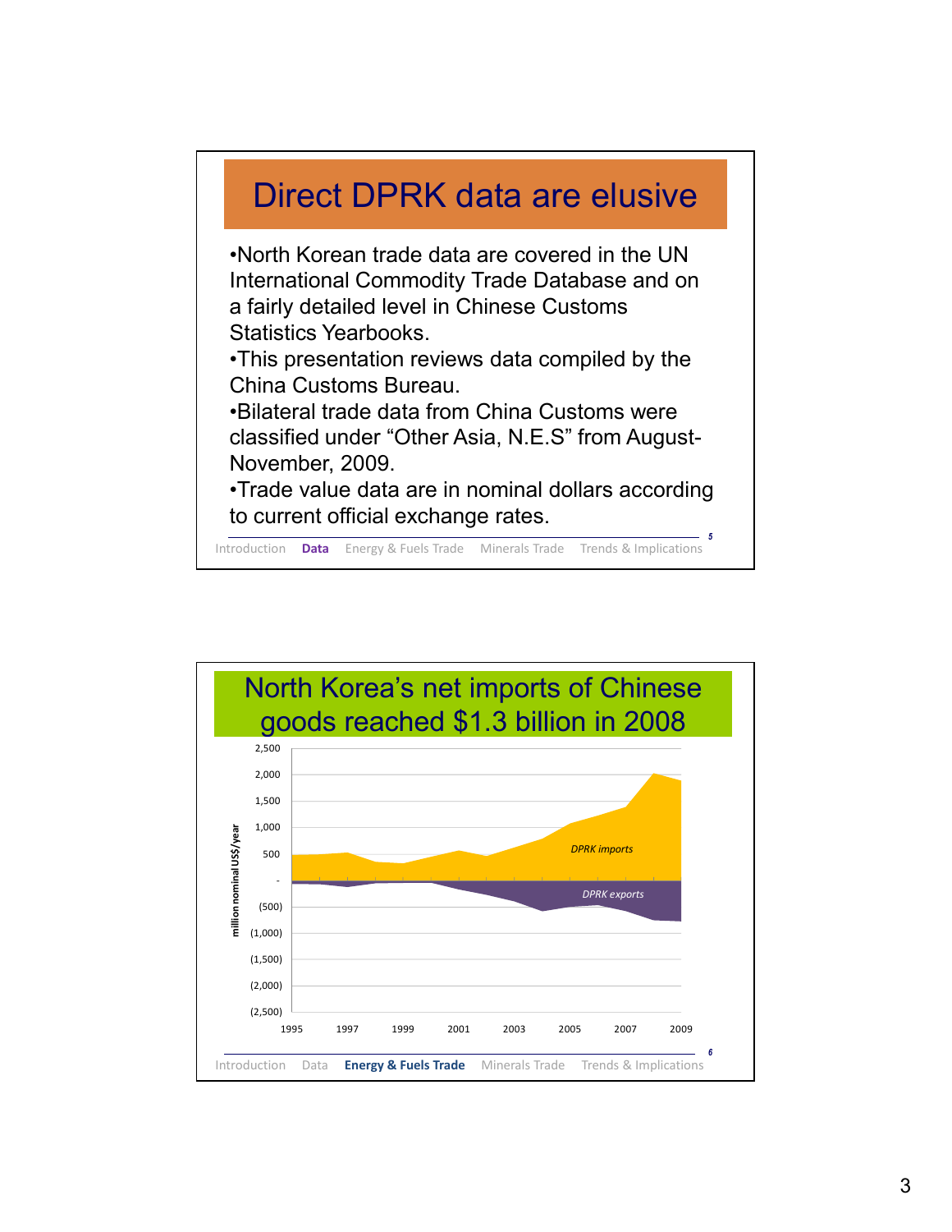## Direct DPRK data are elusive

- North Korean trade data are covered in the UN International Commodity Trade Database and on a fairly detailed level in Chinese Customs Statistics Yearbooks.
- This presentation reviews data compiled by the China Customs Bureau.
- Bilateral trade data from China Customs were classified under "Other Asia, N.E.S" from August-November, 2009.
- Trade value data are in nominal dollars according to current official exchange rates.

Introduction | **Data** | Energy & Fuels Trade | Minerals Trade | Trends & Implications

## North Korea's net imports of Chinese goods reached $1.3 billion in 2008

Chart: million nominal US$/year, 1995–2009. Y-axis: 2,500; 2,000; 1,500; 1,000; 500; -; (500); (1,000); (1,500); (2,000); (2,500). Series: DPRK imports; DPRK exports. X-axis: 1995, 1997, 1999, 2001, 2003, 2005, 2007, 2009.

Introduction | Data | **Energy & Fuels Trade** | Minerals Trade | Trends & Implications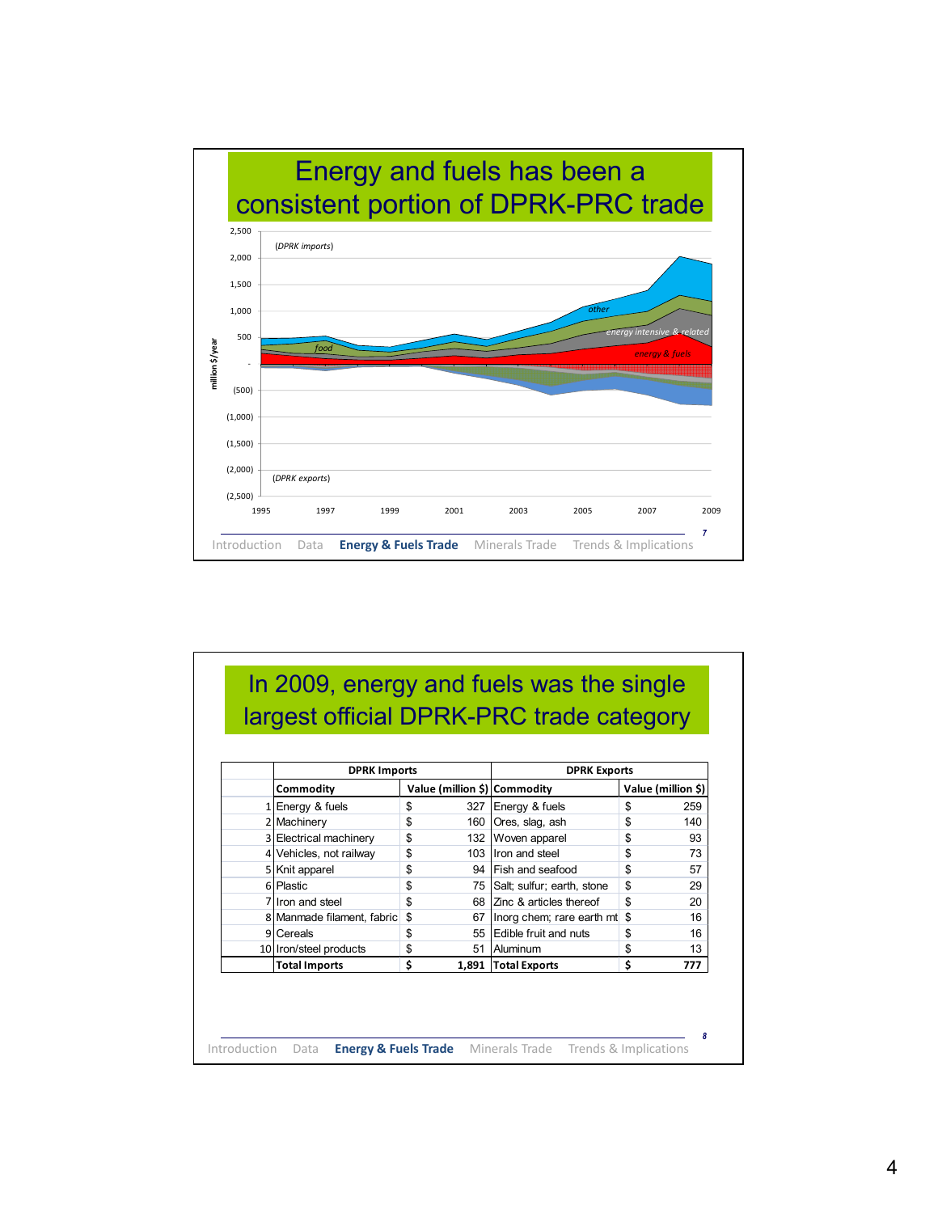## Energy and fuels has been a consistent portion of DPRK-PRC trade

(DPRK imports)

(DPRK exports)

million $/year

2,500 | 2,000 | 1,500 | 1,000 | 500 | - | (500) | (1,000) | (1,500) | (2,000) | (2,500)

1995 | 1997 | 1999 | 2001 | 2003 | 2005 | 2007 | 2009

*other*

*energy intensive & related*

*energy & fuels*

*food*

Introduction | Data | **Energy & Fuels Trade** | Minerals Trade | Trends & Implications

## In 2009, energy and fuels was the single largest official DPRK-PRC trade category

| | DPRK Imports | | DPRK Exports | |
|---|---|---|---|---|
| | **Commodity** | **Value (million $)** | **Commodity** | **Value (million $)** |
| 1 | Energy & fuels | $ 327 | Energy & fuels | $ 259 |
| 2 | Machinery | $ 160 | Ores, slag, ash | $ 140 |
| 3 | Electrical machinery | $ 132 | Woven apparel | $ 93 |
| 4 | Vehicles, not railway | $ 103 | Iron and steel | $ 73 |
| 5 | Knit apparel | $ 94 | Fish and seafood | $ 57 |
| 6 | Plastic | $ 75 | Salt; sulfur; earth, stone | $ 29 |
| 7 | Iron and steel | $ 68 | Zinc & articles thereof | $ 20 |
| 8 | Manmade filament, fabric | $ 67 | Inorg chem; rare earth mt | $ 16 |
| 9 | Cereals | $ 55 | Edible fruit and nuts | $ 16 |
| 10 | Iron/steel products | $ 51 | Aluminum | $ 13 |
| | **Total Imports** | **$ 1,891** | **Total Exports** | **$ 777** |

Introduction | Data | **Energy & Fuels Trade** | Minerals Trade | Trends & Implications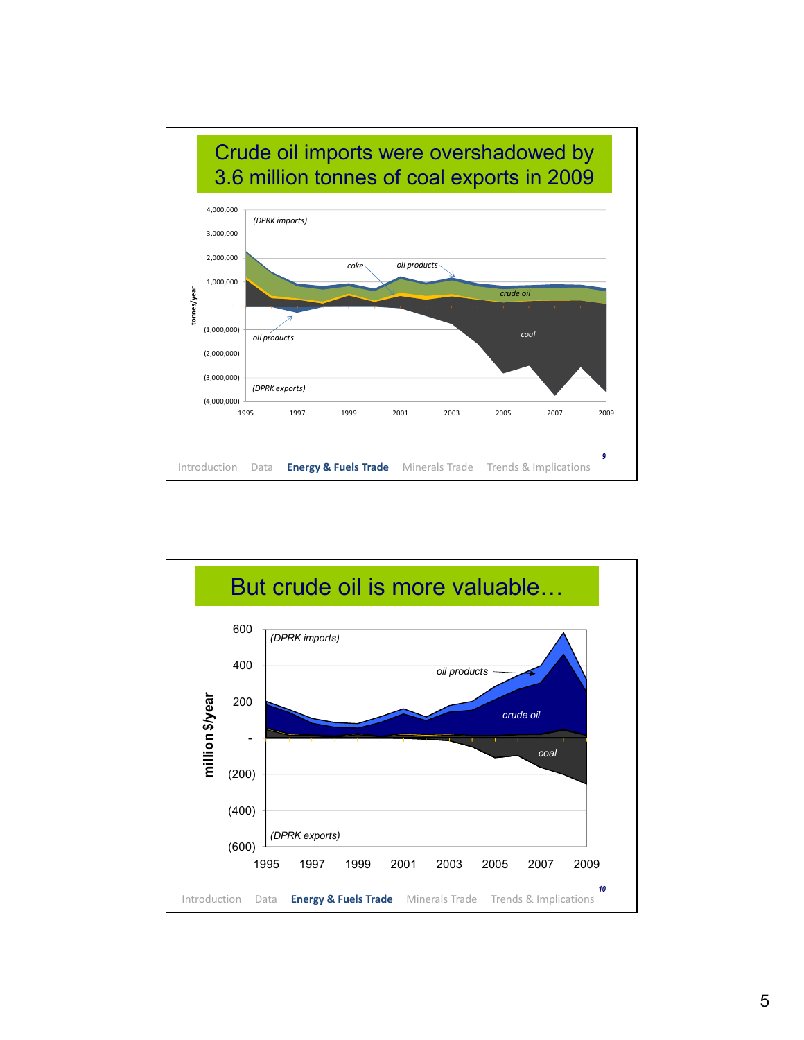## Crude oil imports were overshadowed by 3.6 million tonnes of coal exports in 2009

tonnes/year

4,000,000 | 3,000,000 | 2,000,000 | 1,000,000 | - | (1,000,000) | (2,000,000) | (3,000,000) | (4,000,000)

(DPRK imports)

coke — oil products — crude oil — coal — oil products

(DPRK exports)

1995 | 1997 | 1999 | 2001 | 2003 | 2005 | 2007 | 2009

Introduction | Data | **Energy & Fuels Trade** | Minerals Trade | Trends & Implications

## But crude oil is more valuable…

million $/year

600 | 400 | 200 | - | (200) | (400) | (600)

(DPRK imports)

oil products — crude oil — coal

(DPRK exports)

1995 | 1997 | 1999 | 2001 | 2003 | 2005 | 2007 | 2009

Introduction | Data | **Energy & Fuels Trade** | Minerals Trade | Trends & Implications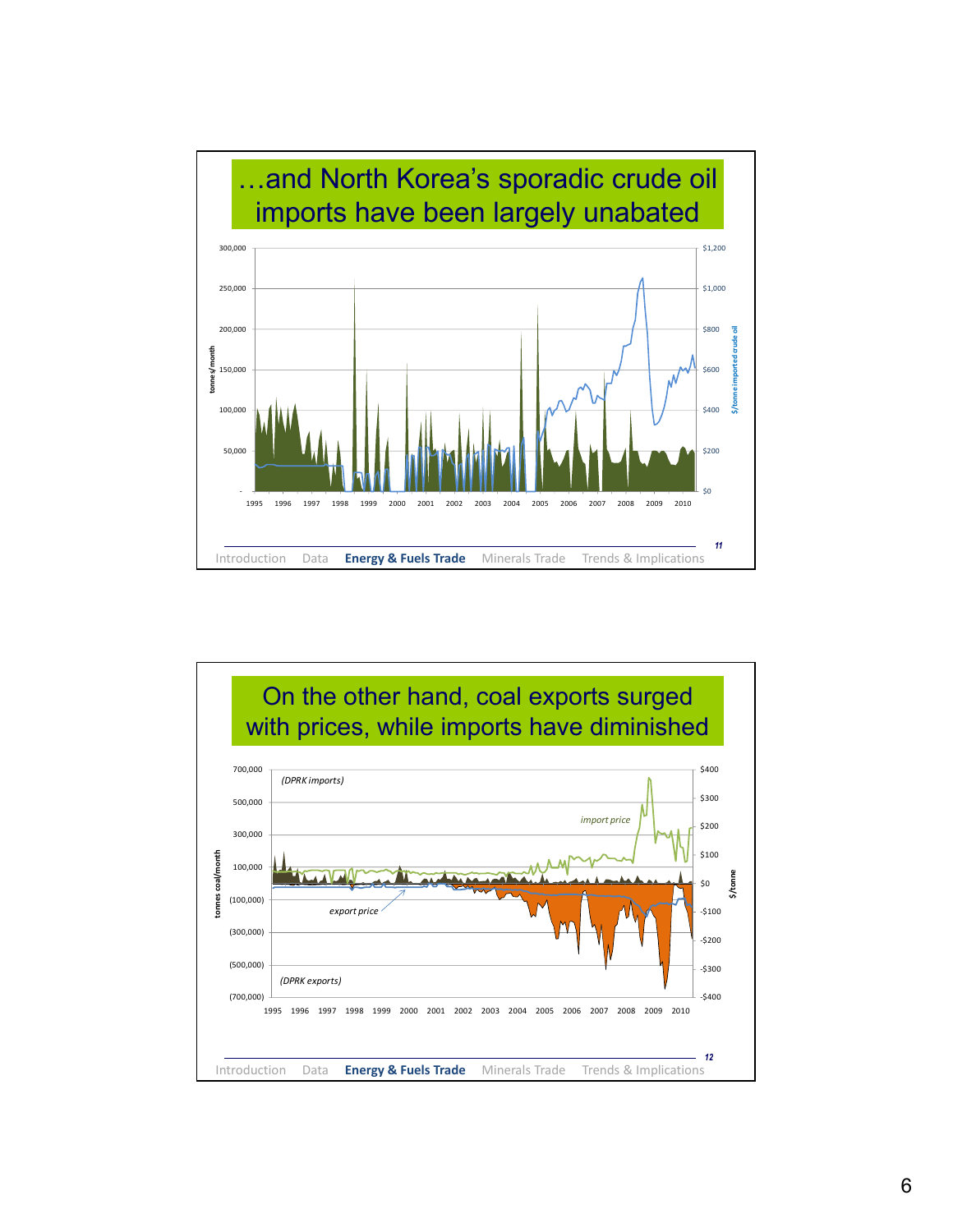## …and North Korea's sporadic crude oil imports have been largely unabated

300,000
250,000
200,000
150,000
100,000
50,000
-

tonnes/month

$1,200
$1,000
$800
$600
$400
$200
$0

$/tonne imported crude oil

1995 1996 1997 1998 1999 2000 2001 2002 2003 2004 2005 2006 2007 2008 2009 2010

11

Introduction Data **Energy & Fuels Trade** Minerals Trade Trends & Implications

## On the other hand, coal exports surged with prices, while imports have diminished

700,000
500,000
300,000
100,000
(100,000)
(300,000)
(500,000)
(700,000)

tonnes coal/month

*(DPRK imports)*

*import price*

*export price*

*(DPRK exports)*

$400
$300
$200
$100
$0
-$100
-$200
-$300
-$400

$/tonne

1995 1996 1997 1998 1999 2000 2001 2002 2003 2004 2005 2006 2007 2008 2009 2010

12

Introduction Data **Energy & Fuels Trade** Minerals Trade Trends & Implications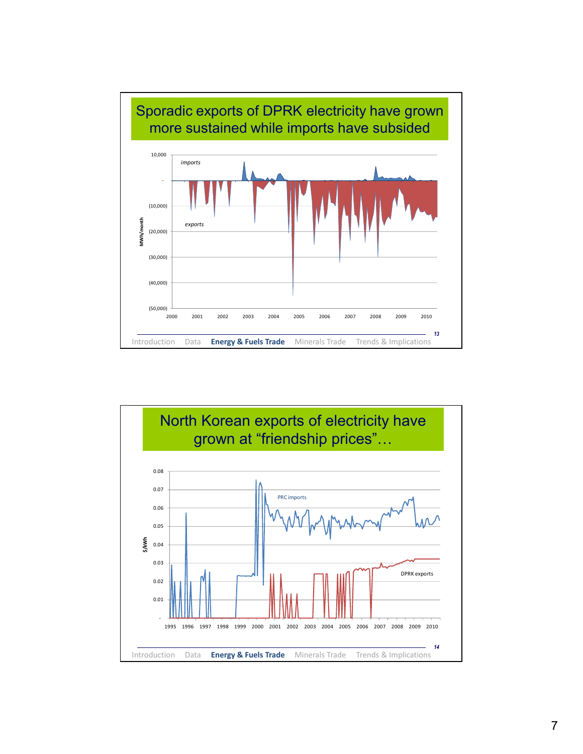## Sporadic exports of DPRK electricity have grown more sustained while imports have subsided

MWh/month

imports

exports

10,000 | - | (10,000) | (20,000) | (30,000) | (40,000) | (50,000)

2000 2001 2002 2003 2004 2005 2006 2007 2008 2009 2010

13

Introduction Data **Energy & Fuels Trade** Minerals Trade Trends & Implications

## North Korean exports of electricity have grown at "friendship prices"…

$/kWh

PRC imports

DPRK exports

0.08 | 0.07 | 0.06 | 0.05 | 0.04 | 0.03 | 0.02 | 0.01 | -

1995 1996 1997 1998 1999 2000 2001 2002 2003 2004 2005 2006 2007 2008 2009 2010

14

Introduction Data **Energy & Fuels Trade** Minerals Trade Trends & Implications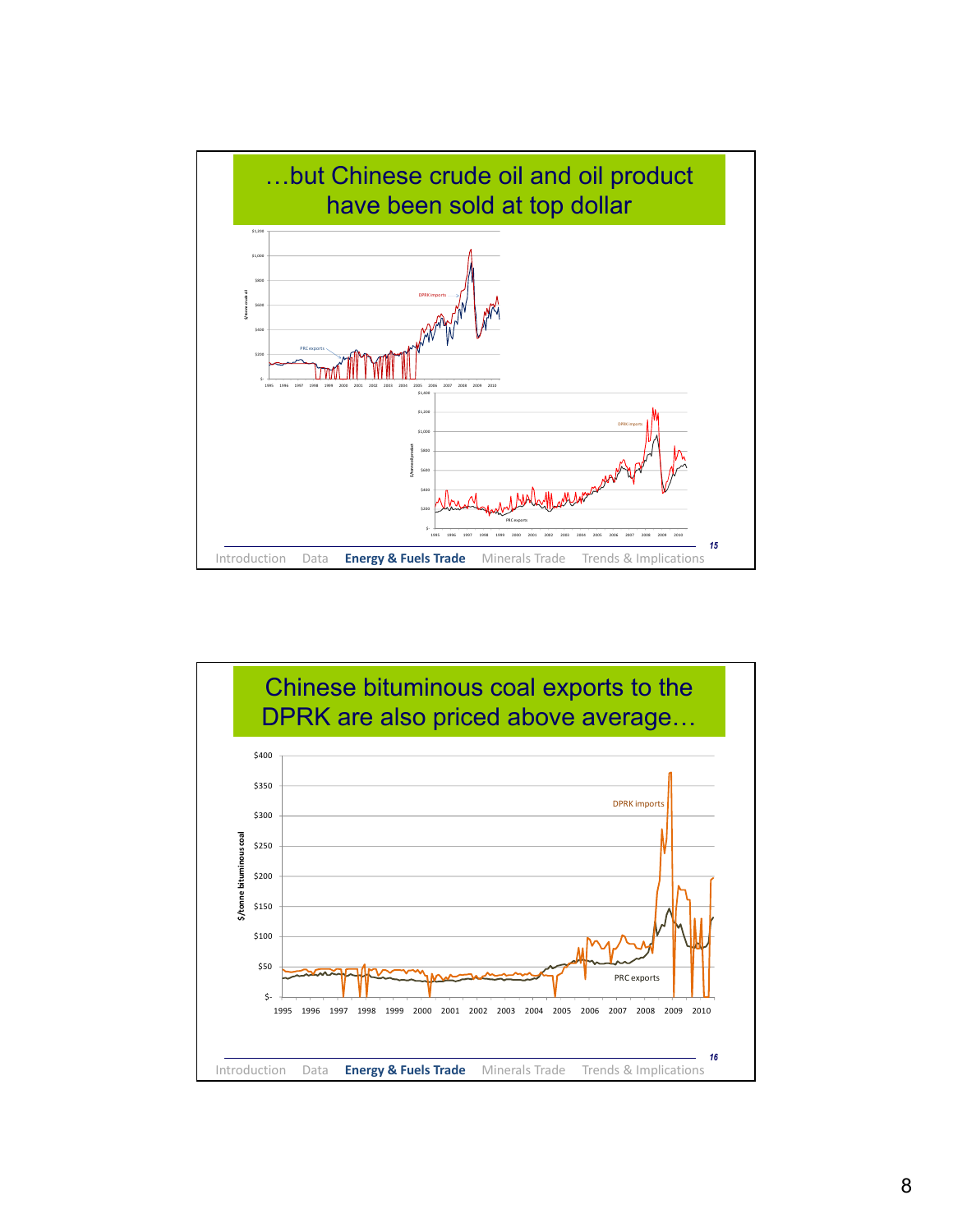## …but Chinese crude oil and oil product have been sold at top dollar

$1,200

$1,000

$800

$600

$400

$200

$-

$/tonne crude oil

DPRK imports

PRC exports

1995 1996 1997 1998 1999 2000 2001 2002 2003 2004 2005 2006 2007 2008 2009 2010

$1,400

$1,200

$1,000

$800

$600

$400

$200

$-

$/tonne oil product

DPRK imports

PRC exports

1995 1996 1997 1998 1999 2000 2001 2002 2003 2004 2005 2006 2007 2008 2009 2010

Introduction Data **Energy & Fuels Trade** Minerals Trade Trends & Implications

## Chinese bituminous coal exports to the DPRK are also priced above average…

$400

$350

$300

$250

$200

$150

$100

$50

$-

$/tonne bituminous coal

DPRK imports

PRC exports

1995 1996 1997 1998 1999 2000 2001 2002 2003 2004 2005 2006 2007 2008 2009 2010

Introduction Data **Energy & Fuels Trade** Minerals Trade Trends & Implications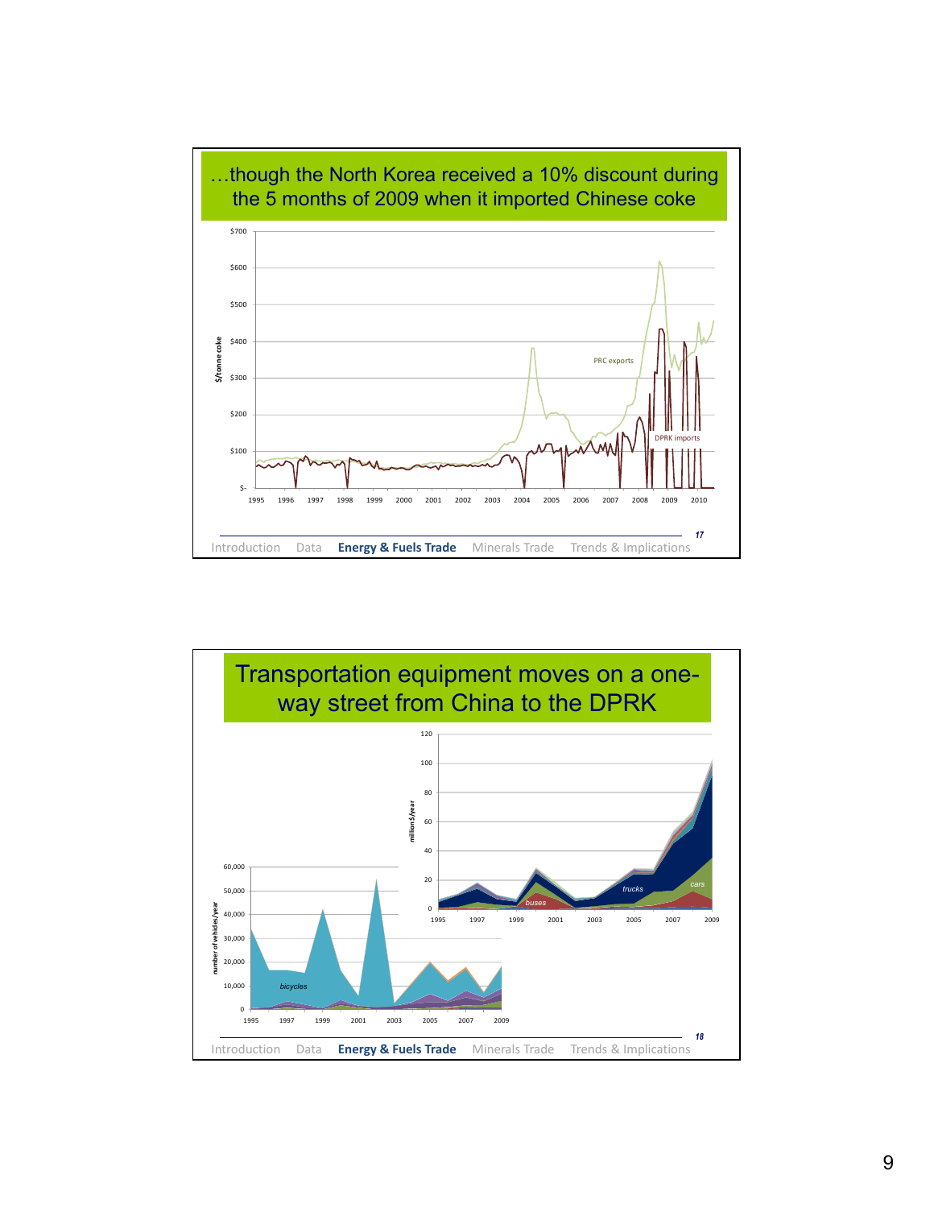## …though the North Korea received a 10% discount during the 5 months of 2009 when it imported Chinese coke

$/tonne coke

$700
$600
$500
$400
$300
$200
$100
$-

1995 1996 1997 1998 1999 2000 2001 2002 2003 2004 2005 2006 2007 2008 2009 2010

PRC exports

DPRK imports

Introduction Data **Energy & Fuels Trade** Minerals Trade Trends & Implications

## Transportation equipment moves on a one-way street from China to the DPRK

million $/year

120
100
80
60
40
20
0

1995 1997 1999 2001 2003 2005 2007 2009

trucks
cars
buses

number of vehicles/year

60,000
50,000
40,000
30,000
20,000
10,000
0

1995 1997 1999 2001 2003 2005 2007 2009

bicycles

Introduction Data **Energy & Fuels Trade** Minerals Trade Trends & Implications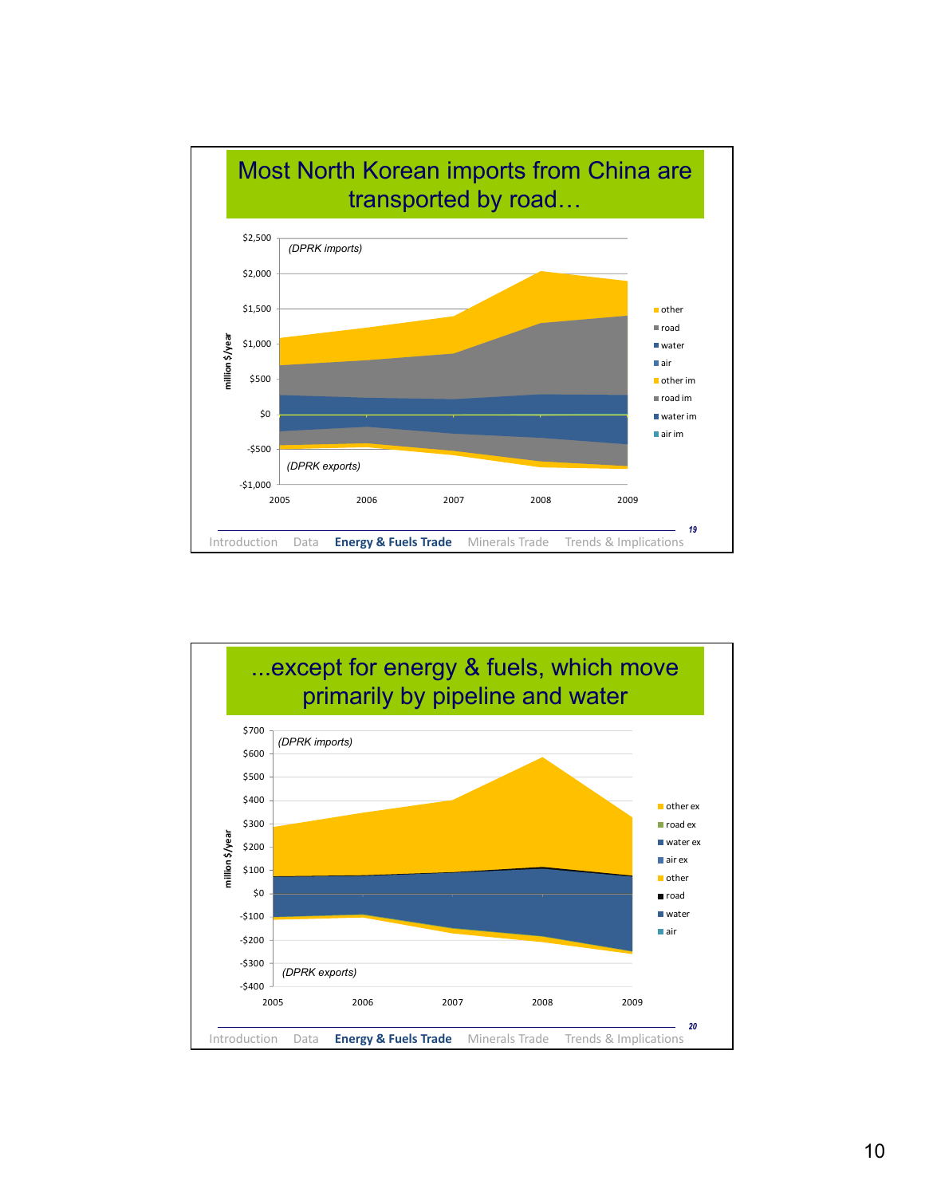## Most North Korean imports from China are transported by road…

million $/year

(DPRK imports)

(DPRK exports)

$2,500
$2,000
$1,500
$1,000
$500
$0
-$500
-$1,000

2005 2006 2007 2008 2009

- other
- road
- water
- air
- other im
- road im
- water im
- air im

19

Introduction Data **Energy & Fuels Trade** Minerals Trade Trends & Implications

## ...except for energy & fuels, which move primarily by pipeline and water

million $/year

(DPRK imports)

(DPRK exports)

$700
$600
$500
$400
$300
$200
$100
$0
-$100
-$200
-$300
-$400

2005 2006 2007 2008 2009

- other ex
- road ex
- water ex
- air ex
- other
- road
- water
- air

20

Introduction Data **Energy & Fuels Trade** Minerals Trade Trends & Implications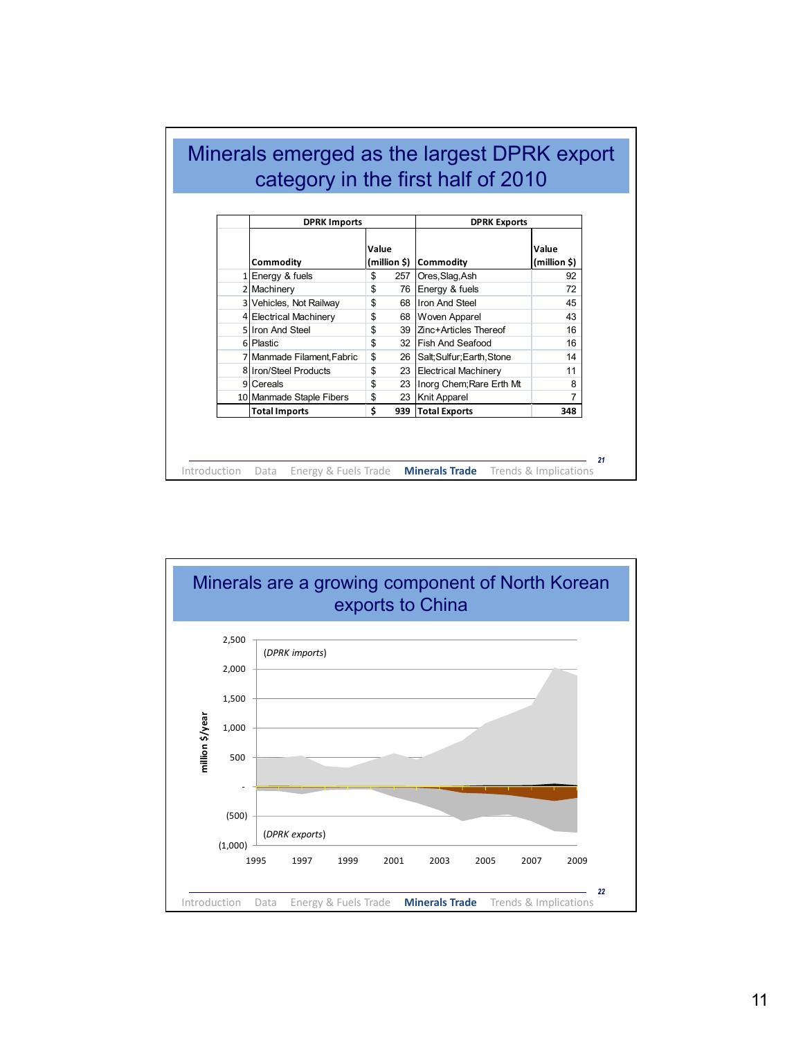# Minerals emerged as the largest DPRK export category in the first half of 2010

| | DPRK Imports | | DPRK Exports | |
|---|---|---|---|---|
| | Commodity | Value (million $) | Commodity | Value (million $) |
| 1 | Energy & fuels | $ 257 | Ores,Slag,Ash | 92 |
| 2 | Machinery | $ 76 | Energy & fuels | 72 |
| 3 | Vehicles, Not Railway | $ 68 | Iron And Steel | 45 |
| 4 | Electrical Machinery | $ 68 | Woven Apparel | 43 |
| 5 | Iron And Steel | $ 39 | Zinc+Articles Thereof | 16 |
| 6 | Plastic | $ 32 | Fish And Seafood | 16 |
| 7 | Manmade Filament,Fabric | $ 26 | Salt;Sulfur;Earth,Stone | 14 |
| 8 | Iron/Steel Products | $ 23 | Electrical Machinery | 11 |
| 9 | Cereals | $ 23 | Inorg Chem;Rare Erth Mt | 8 |
| 10 | Manmade Staple Fibers | $ 23 | Knit Apparel | 7 |
| | **Total Imports** | **$ 939** | **Total Exports** | **348** |

Introduction | Data | Energy & Fuels Trade | **Minerals Trade** | Trends & Implications

# Minerals are a growing component of North Korean exports to China

(DPRK imports)

(DPRK exports)

million $/year: 2,500; 2,000; 1,500; 1,000; 500; -; (500); (1,000)

1995 1997 1999 2001 2003 2005 2007 2009

Introduction | Data | Energy & Fuels Trade | **Minerals Trade** | Trends & Implications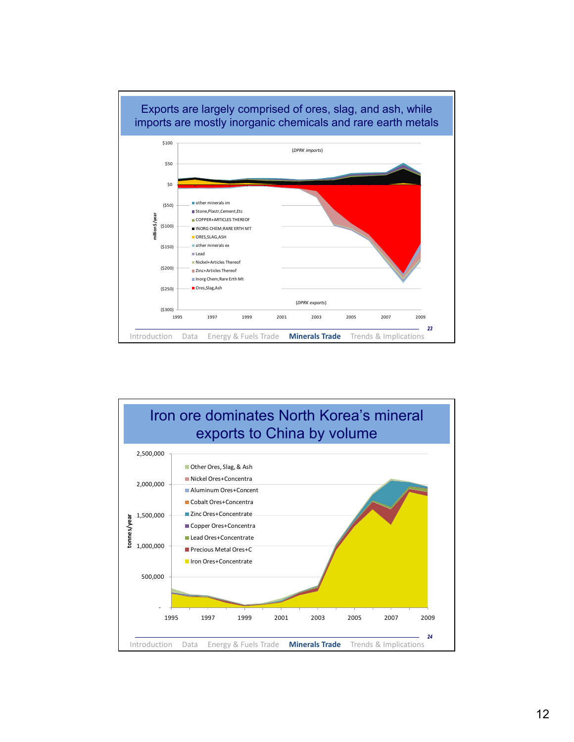## Exports are largely comprised of ores, slag, and ash, while imports are mostly inorganic chemicals and rare earth metals

$100

$50

$0

($50)

($100)

($150)

($200)

($250)

($300)

million$/year

(DPRK imports)

(DPRK exports)

1995 1997 1999 2001 2003 2005 2007 2009

- other minerals im
- Stone,Plastr,Cement,Etc
- COPPER+ARTICLES THEREOF
- INORG CHEM;RARE ERTH MT
- ORES,SLAG,ASH
- other minerals ex
- Lead
- Nickel+Articles Thereof
- Zinc+Articles Thereof
- Inorg Chem;Rare Erth Mt
- Ores,Slag,Ash

Introduction | Data | Energy & Fuels Trade | **Minerals Trade** | Trends & Implications

## Iron ore dominates North Korea's mineral exports to China by volume

2,500,000

2,000,000

1,500,000

1,000,000

500,000

-

tonnes/year

1995 1997 1999 2001 2003 2005 2007 2009

- Other Ores, Slag, & Ash
- Nickel Ores+Concentra
- Aluminum Ores+Concent
- Cobalt Ores+Concentra
- Zinc Ores+Concentrate
- Copper Ores+Concentra
- Lead Ores+Concentrate
- Precious Metal Ores+C
- Iron Ores+Concentrate

Introduction | Data | Energy & Fuels Trade | **Minerals Trade** | Trends & Implications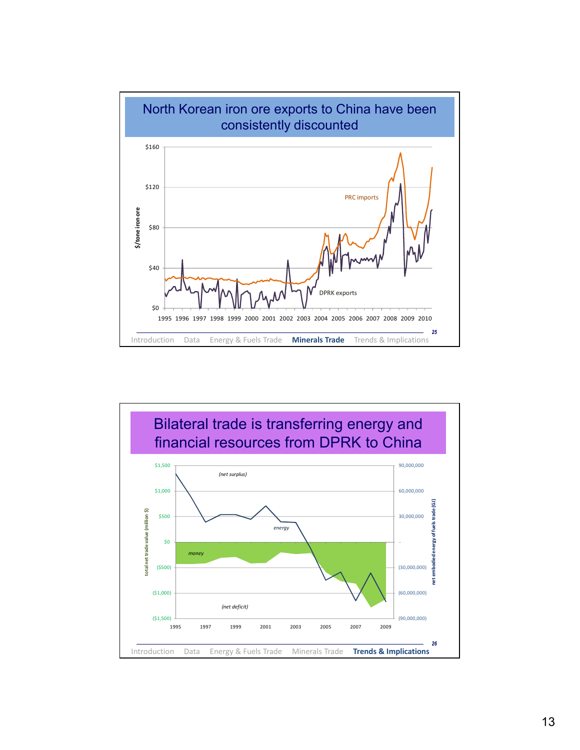## North Korean iron ore exports to China have been consistently discounted

$/tone iron ore

$160

$120

$80

$40

$0

1995 1996 1997 1998 1999 2000 2001 2002 2003 2004 2005 2006 2007 2008 2009 2010

PRC imports

DPRK exports

Introduction Data Energy & Fuels Trade **Minerals Trade** Trends & Implications

## Bilateral trade is transferring energy and financial resources from DPRK to China

total net trade value (million $)

$1,500

$1,000

$500

$0

($500)

($1,000)

($1,500)

net embodied energy of fuels trade (GJ)

90,000,000

60,000,000

30,000,000

-

(30,000,000)

(60,000,000)

(90,000,000)

1995 1997 1999 2001 2003 2005 2007 2009

*(net surplus)*

*energy*

*money*

*(net deficit)*

Introduction Data Energy & Fuels Trade Minerals Trade **Trends & Implications**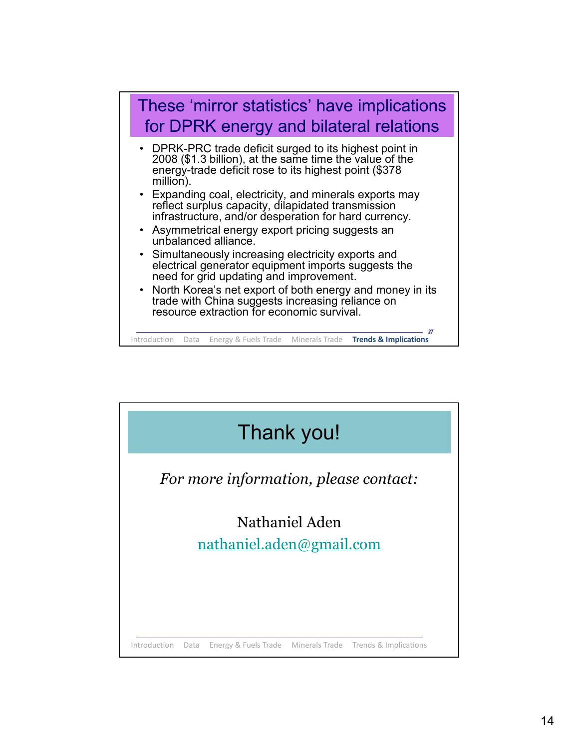## These 'mirror statistics' have implications for DPRK energy and bilateral relations

- DPRK-PRC trade deficit surged to its highest point in 2008 ($1.3 billion), at the same time the value of the energy-trade deficit rose to its highest point ($378 million).
- Expanding coal, electricity, and minerals exports may reflect surplus capacity, dilapidated transmission infrastructure, and/or desperation for hard currency.
- Asymmetrical energy export pricing suggests an unbalanced alliance.
- Simultaneously increasing electricity exports and electrical generator equipment imports suggests the need for grid updating and improvement.
- North Korea's net export of both energy and money in its trade with China suggests increasing reliance on resource extraction for economic survival.

Introduction Data Energy & Fuels Trade Minerals Trade **Trends & Implications**

## Thank you!

*For more information, please contact:*

Nathaniel Aden

nathaniel.aden@gmail.com

Introduction Data Energy & Fuels Trade Minerals Trade Trends & Implications